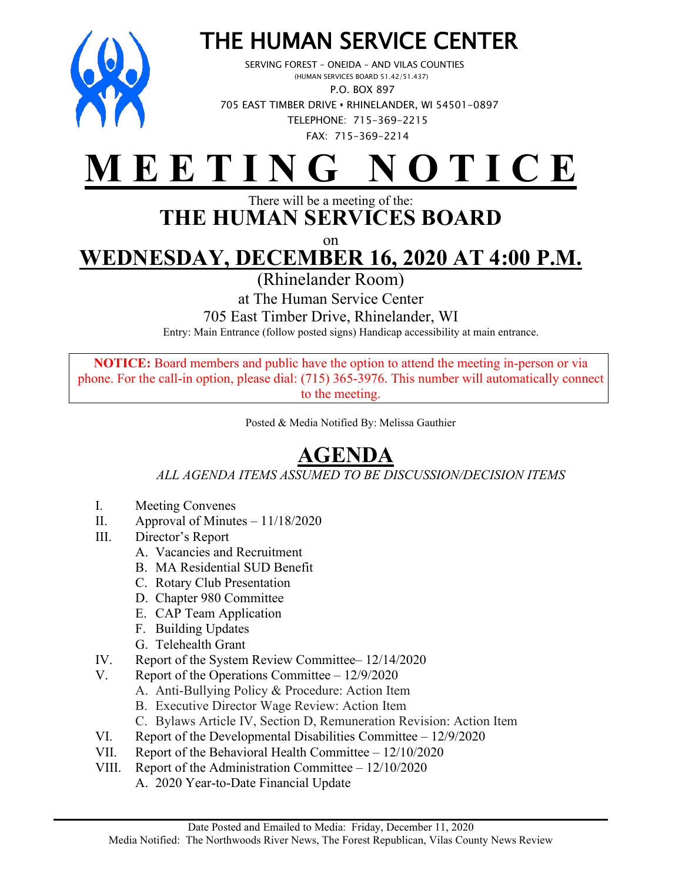# THE HUMAN SERVICE CENTER

SERVING FOREST – ONEIDA – AND VILAS COUNTIES
(HUMAN SERVICES BOARD 51.42/51.437)
P.O. BOX 897
705 EAST TIMBER DRIVE • RHINELANDER, WI 54501-0897
TELEPHONE: 715-369-2215
FAX: 715-369-2214

# MEETING NOTICE

There will be a meeting of the:

## THE HUMAN SERVICES BOARD

on

## WEDNESDAY, DECEMBER 16, 2020 AT 4:00 P.M.

(Rhinelander Room)
at The Human Service Center
705 East Timber Drive, Rhinelander, WI
Entry: Main Entrance (follow posted signs) Handicap accessibility at main entrance.

**NOTICE:** Board members and public have the option to attend the meeting in-person or via phone. For the call-in option, please dial: (715) 365-3976. This number will automatically connect to the meeting.

Posted & Media Notified By: Melissa Gauthier

## AGENDA

*ALL AGENDA ITEMS ASSUMED TO BE DISCUSSION/DECISION ITEMS*

I. Meeting Convenes

II. Approval of Minutes – 11/18/2020

III. Director's Report
   - A. Vacancies and Recruitment
   - B. MA Residential SUD Benefit
   - C. Rotary Club Presentation
   - D. Chapter 980 Committee
   - E. CAP Team Application
   - F. Building Updates
   - G. Telehealth Grant

IV. Report of the System Review Committee– 12/14/2020

V. Report of the Operations Committee – 12/9/2020
   - A. Anti-Bullying Policy & Procedure: Action Item
   - B. Executive Director Wage Review: Action Item
   - C. Bylaws Article IV, Section D, Remuneration Revision: Action Item

VI. Report of the Developmental Disabilities Committee – 12/9/2020

VII. Report of the Behavioral Health Committee – 12/10/2020

VIII. Report of the Administration Committee – 12/10/2020
   - A. 2020 Year-to-Date Financial Update

Date Posted and Emailed to Media: Friday, December 11, 2020
Media Notified: The Northwoods River News, The Forest Republican, Vilas County News Review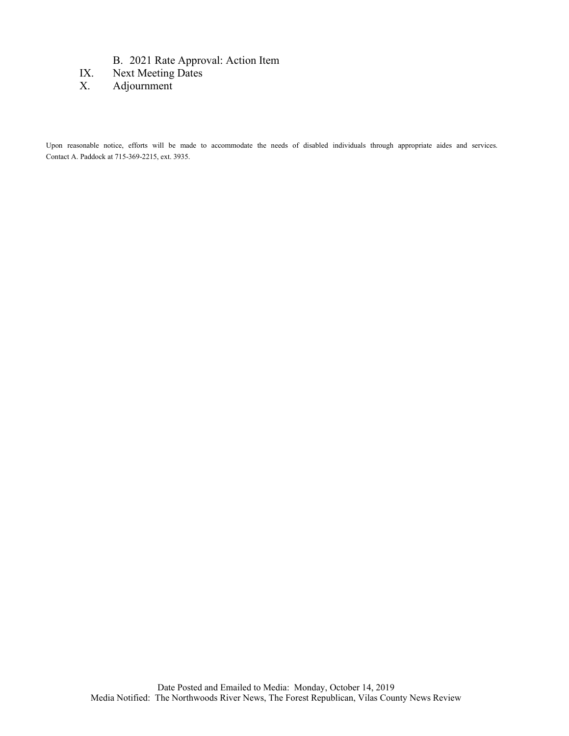B. 2021 Rate Approval: Action Item

IX. Next Meeting Dates

X. Adjournment

Upon reasonable notice, efforts will be made to accommodate the needs of disabled individuals through appropriate aides and services. Contact A. Paddock at 715-369-2215, ext. 3935.

Date Posted and Emailed to Media: Monday, October 14, 2019
Media Notified: The Northwoods River News, The Forest Republican, Vilas County News Review